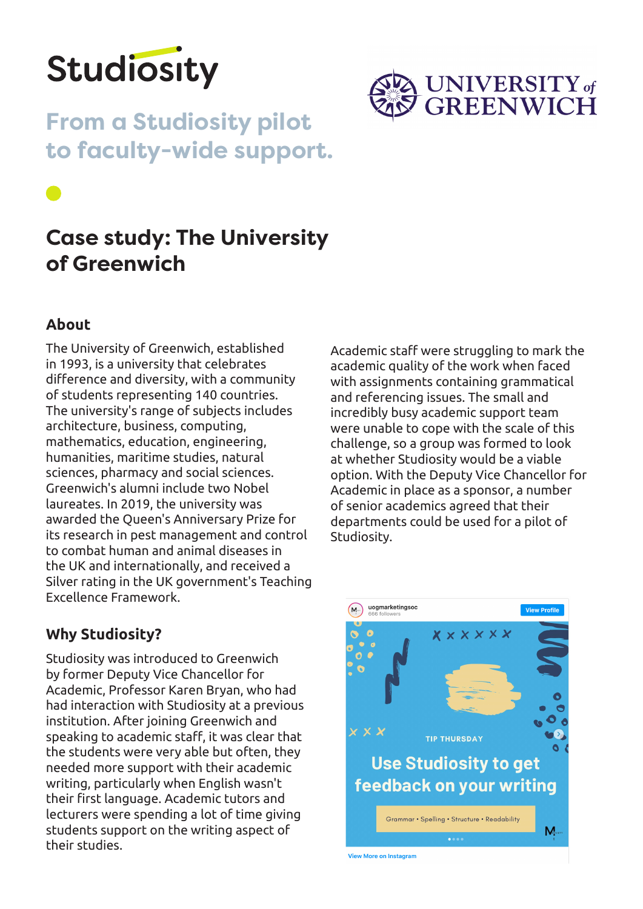Studiosity

# From a Studiosity pilot to faculty-wide support.

UNIVERSITY of GREENWICH

## Case study: The University of Greenwich

### About

The University of Greenwich, established in 1993, is a university that celebrates difference and diversity, with a community of students representing 140 countries. The university's range of subjects includes architecture, business, computing, mathematics, education, engineering, humanities, maritime studies, natural sciences, pharmacy and social sciences. Greenwich's alumni include two Nobel laureates. In 2019, the university was awarded the Queen's Anniversary Prize for its research in pest management and control to combat human and animal diseases in the UK and internationally, and received a Silver rating in the UK government's Teaching Excellence Framework.

### Why Studiosity?

Studiosity was introduced to Greenwich by former Deputy Vice Chancellor for Academic, Professor Karen Bryan, who had had interaction with Studiosity at a previous institution. After joining Greenwich and speaking to academic staff, it was clear that the students were very able but often, they needed more support with their academic writing, particularly when English wasn't their first language. Academic tutors and lecturers were spending a lot of time giving students support on the writing aspect of their studies.

Academic staff were struggling to mark the academic quality of the work when faced with assignments containing grammatical and referencing issues. The small and incredibly busy academic support team were unable to cope with the scale of this challenge, so a group was formed to look at whether Studiosity would be a viable option. With the Deputy Vice Chancellor for Academic in place as a sponsor, a number of senior academics agreed that their departments could be used for a pilot of Studiosity.

uogmarketingsoc
666 followers
View Profile

TIP THURSDAY

Use Studiosity to get feedback on your writing

Grammar • Spelling • Structure • Readability

View More on Instagram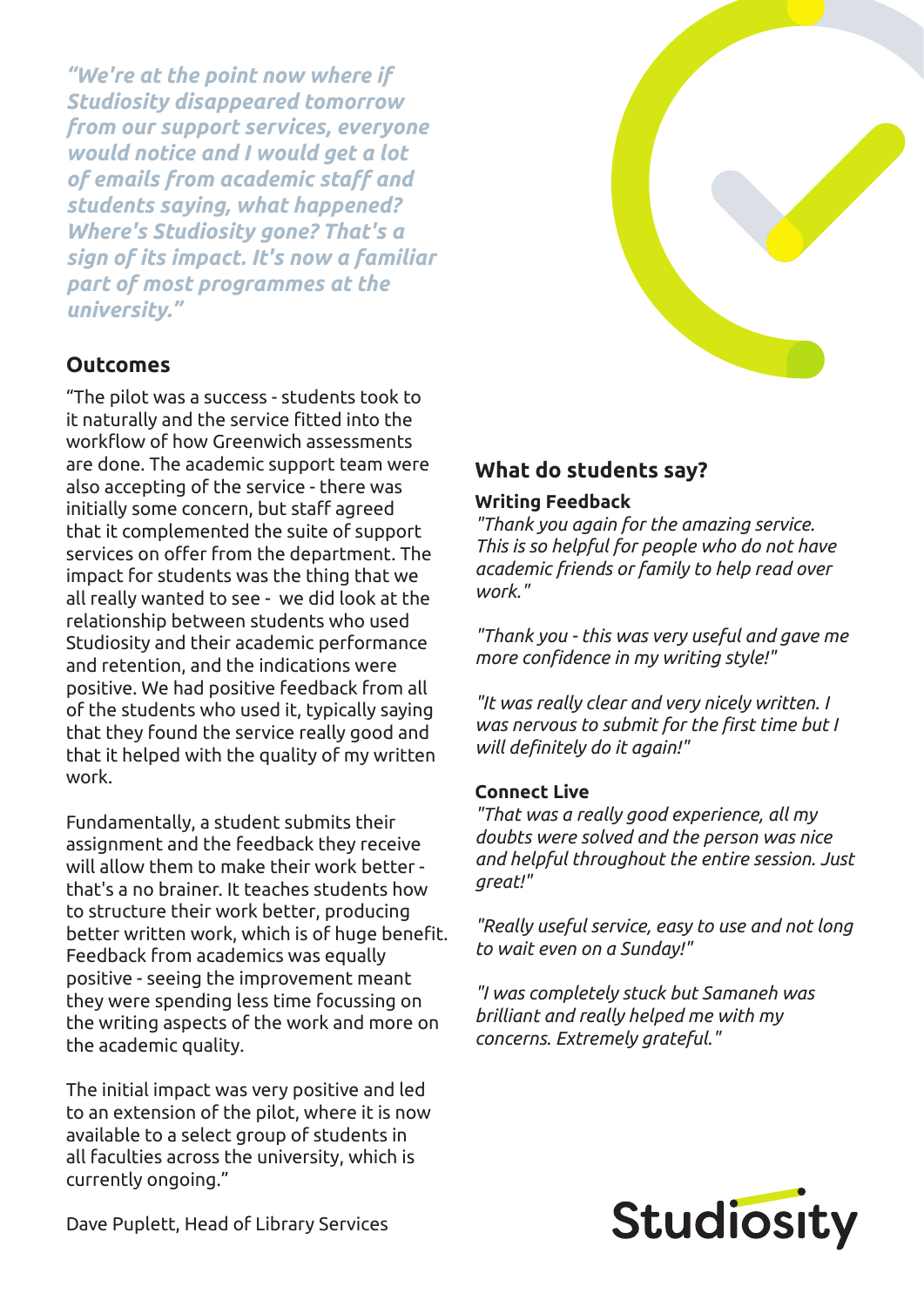*"We're at the point now where if Studiosity disappeared tomorrow from our support services, everyone would notice and I would get a lot of emails from academic staff and students saying, what happened? Where's Studiosity gone? That's a sign of its impact. It's now a familiar part of most programmes at the university."*

## Outcomes

"The pilot was a success - students took to it naturally and the service fitted into the workflow of how Greenwich assessments are done. The academic support team were also accepting of the service - there was initially some concern, but staff agreed that it complemented the suite of support services on offer from the department. The impact for students was the thing that we all really wanted to see - we did look at the relationship between students who used Studiosity and their academic performance and retention, and the indications were positive. We had positive feedback from all of the students who used it, typically saying that they found the service really good and that it helped with the quality of my written work.

Fundamentally, a student submits their assignment and the feedback they receive will allow them to make their work better - that's a no brainer. It teaches students how to structure their work better, producing better written work, which is of huge benefit. Feedback from academics was equally positive - seeing the improvement meant they were spending less time focussing on the writing aspects of the work and more on the academic quality.

The initial impact was very positive and led to an extension of the pilot, where it is now available to a select group of students in all faculties across the university, which is currently ongoing."

Dave Puplett, Head of Library Services

## What do students say?

### Writing Feedback

*"Thank you again for the amazing service. This is so helpful for people who do not have academic friends or family to help read over work."*

*"Thank you - this was very useful and gave me more confidence in my writing style!"*

*"It was really clear and very nicely written. I was nervous to submit for the first time but I will definitely do it again!"*

### Connect Live

*"That was a really good experience, all my doubts were solved and the person was nice and helpful throughout the entire session. Just great!"*

*"Really useful service, easy to use and not long to wait even on a Sunday!"*

*"I was completely stuck but Samaneh was brilliant and really helped me with my concerns. Extremely grateful."*

Studiosity